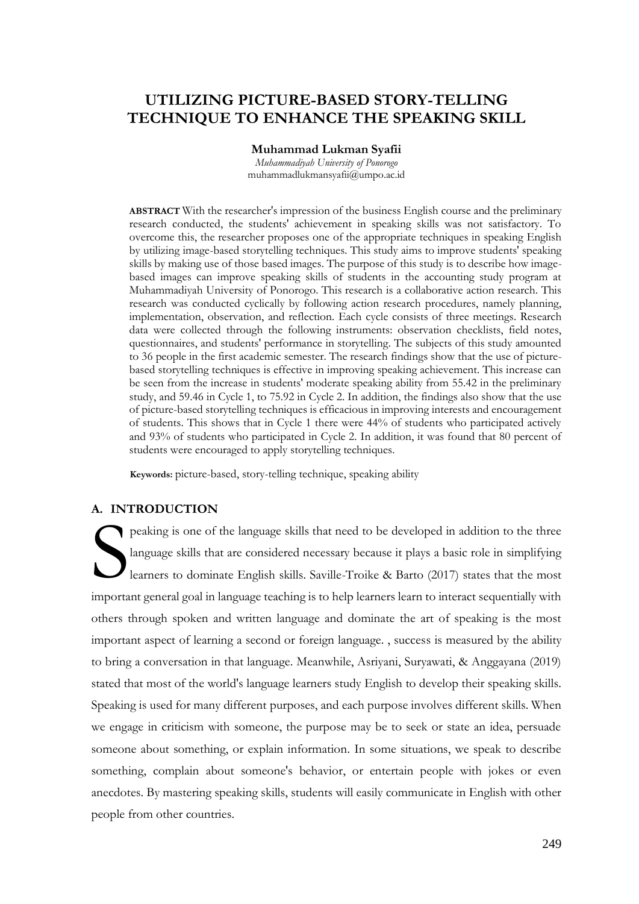# UTILIZING PICTURE-BASED STORY-TELLING TECHNIQUE TO ENHANCE THE SPEAKING SKILL

**Muhammad Lukman Syafii**

*Muhammadiyah University of Ponorogo*

muhammadlukmansyafii@umpo.ac.id

**ABSTRACT** With the researcher's impression of the business English course and the preliminary research conducted, the students' achievement in speaking skills was not satisfactory. To overcome this, the researcher proposes one of the appropriate techniques in speaking English by utilizing image-based storytelling techniques. This study aims to improve students' speaking skills by making use of those based images. The purpose of this study is to describe how image-based images can improve speaking skills of students in the accounting study program at Muhammadiyah University of Ponorogo. This research is a collaborative action research. This research was conducted cyclically by following action research procedures, namely planning, implementation, observation, and reflection. Each cycle consists of three meetings. Research data were collected through the following instruments: observation checklists, field notes, questionnaires, and students' performance in storytelling. The subjects of this study amounted to 36 people in the first academic semester. The research findings show that the use of picture-based storytelling techniques is effective in improving speaking achievement. This increase can be seen from the increase in students' moderate speaking ability from 55.42 in the preliminary study, and 59.46 in Cycle 1, to 75.92 in Cycle 2. In addition, the findings also show that the use of picture-based storytelling techniques is efficacious in improving interests and encouragement of students. This shows that in Cycle 1 there were 44% of students who participated actively and 93% of students who participated in Cycle 2. In addition, it was found that 80 percent of students were encouraged to apply storytelling techniques.

**Keywords:** picture-based, story-telling technique, speaking ability

## A. INTRODUCTION

Speaking is one of the language skills that need to be developed in addition to the three language skills that are considered necessary because it plays a basic role in simplifying learners to dominate English skills. Saville-Troike & Barto (2017) states that the most important general goal in language teaching is to help learners learn to interact sequentially with others through spoken and written language and dominate the art of speaking is the most important aspect of learning a second or foreign language. , success is measured by the ability to bring a conversation in that language. Meanwhile, Asriyani, Suryawati, & Anggayana (2019) stated that most of the world's language learners study English to develop their speaking skills. Speaking is used for many different purposes, and each purpose involves different skills. When we engage in criticism with someone, the purpose may be to seek or state an idea, persuade someone about something, or explain information. In some situations, we speak to describe something, complain about someone's behavior, or entertain people with jokes or even anecdotes. By mastering speaking skills, students will easily communicate in English with other people from other countries.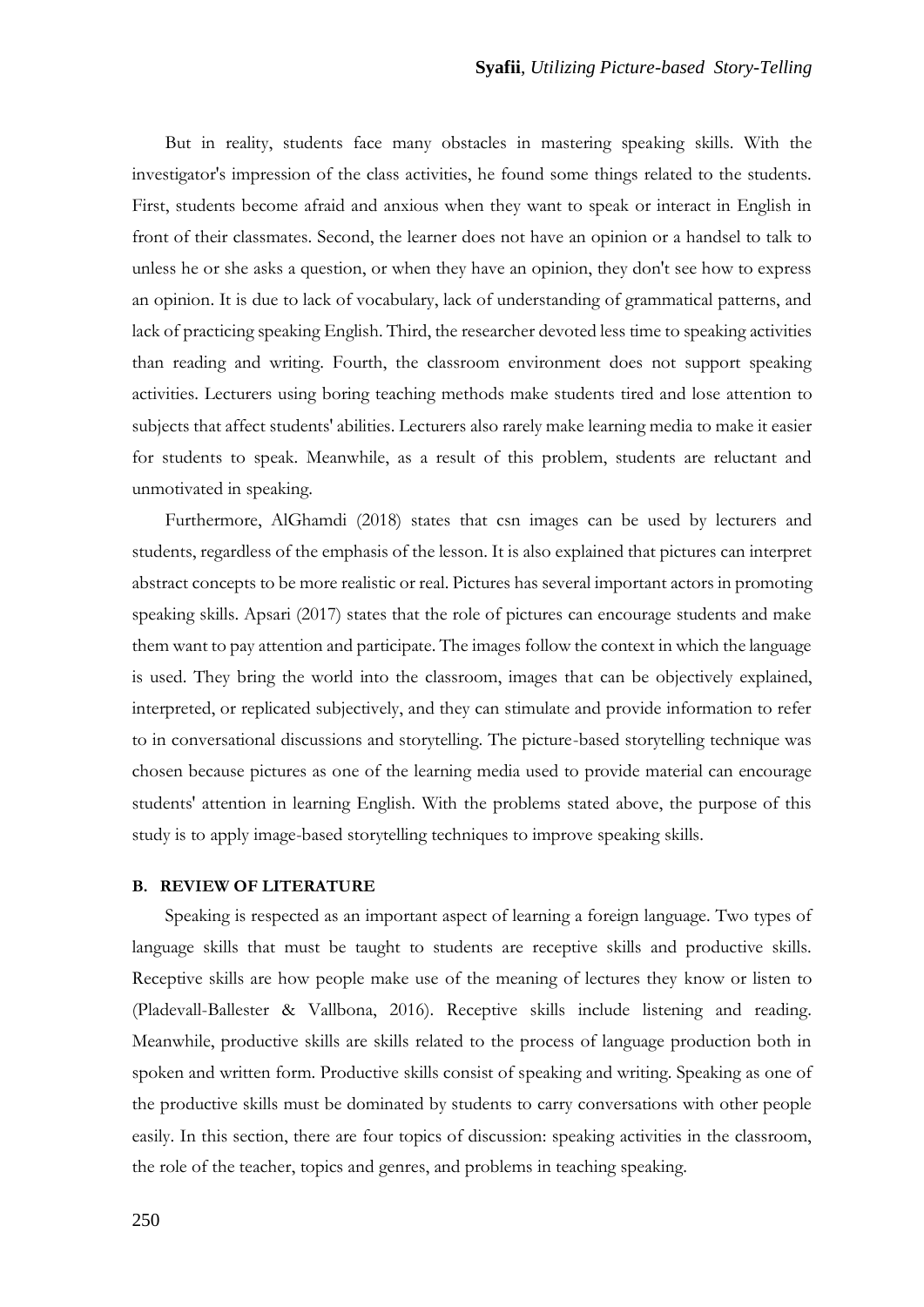But in reality, students face many obstacles in mastering speaking skills. With the investigator's impression of the class activities, he found some things related to the students. First, students become afraid and anxious when they want to speak or interact in English in front of their classmates. Second, the learner does not have an opinion or a handsel to talk to unless he or she asks a question, or when they have an opinion, they don't see how to express an opinion. It is due to lack of vocabulary, lack of understanding of grammatical patterns, and lack of practicing speaking English. Third, the researcher devoted less time to speaking activities than reading and writing. Fourth, the classroom environment does not support speaking activities. Lecturers using boring teaching methods make students tired and lose attention to subjects that affect students' abilities. Lecturers also rarely make learning media to make it easier for students to speak. Meanwhile, as a result of this problem, students are reluctant and unmotivated in speaking.

Furthermore, AlGhamdi (2018) states that csn images can be used by lecturers and students, regardless of the emphasis of the lesson. It is also explained that pictures can interpret abstract concepts to be more realistic or real. Pictures has several important actors in promoting speaking skills. Apsari (2017) states that the role of pictures can encourage students and make them want to pay attention and participate. The images follow the context in which the language is used. They bring the world into the classroom, images that can be objectively explained, interpreted, or replicated subjectively, and they can stimulate and provide information to refer to in conversational discussions and storytelling. The picture-based storytelling technique was chosen because pictures as one of the learning media used to provide material can encourage students' attention in learning English. With the problems stated above, the purpose of this study is to apply image-based storytelling techniques to improve speaking skills.

## B. REVIEW OF LITERATURE

Speaking is respected as an important aspect of learning a foreign language. Two types of language skills that must be taught to students are receptive skills and productive skills. Receptive skills are how people make use of the meaning of lectures they know or listen to (Pladevall-Ballester & Vallbona, 2016). Receptive skills include listening and reading. Meanwhile, productive skills are skills related to the process of language production both in spoken and written form. Productive skills consist of speaking and writing. Speaking as one of the productive skills must be dominated by students to carry conversations with other people easily. In this section, there are four topics of discussion: speaking activities in the classroom, the role of the teacher, topics and genres, and problems in teaching speaking.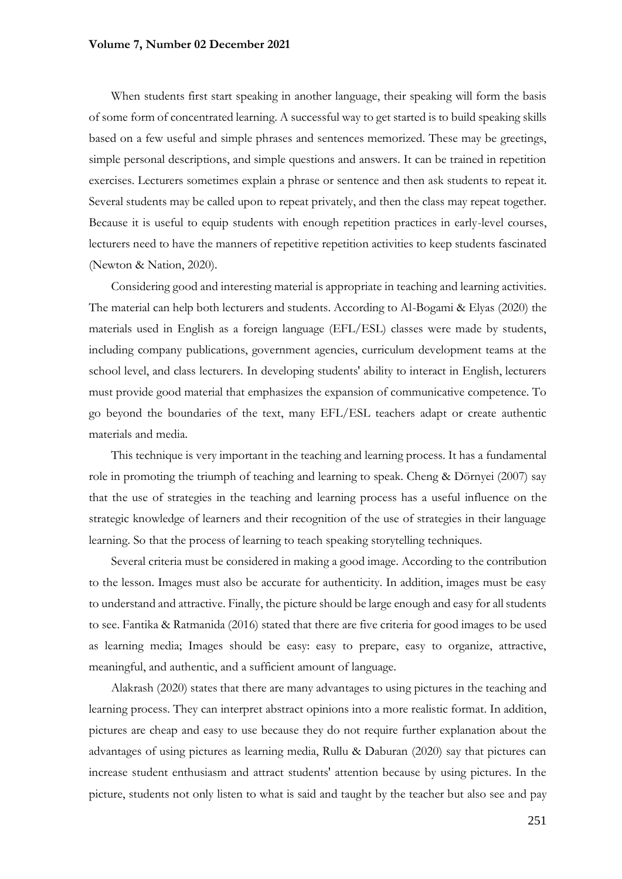When students first start speaking in another language, their speaking will form the basis of some form of concentrated learning. A successful way to get started is to build speaking skills based on a few useful and simple phrases and sentences memorized. These may be greetings, simple personal descriptions, and simple questions and answers. It can be trained in repetition exercises. Lecturers sometimes explain a phrase or sentence and then ask students to repeat it. Several students may be called upon to repeat privately, and then the class may repeat together. Because it is useful to equip students with enough repetition practices in early-level courses, lecturers need to have the manners of repetitive repetition activities to keep students fascinated (Newton & Nation, 2020).

Considering good and interesting material is appropriate in teaching and learning activities. The material can help both lecturers and students. According to Al-Bogami & Elyas (2020) the materials used in English as a foreign language (EFL/ESL) classes were made by students, including company publications, government agencies, curriculum development teams at the school level, and class lecturers. In developing students' ability to interact in English, lecturers must provide good material that emphasizes the expansion of communicative competence. To go beyond the boundaries of the text, many EFL/ESL teachers adapt or create authentic materials and media.

This technique is very important in the teaching and learning process. It has a fundamental role in promoting the triumph of teaching and learning to speak. Cheng & Dörnyei (2007) say that the use of strategies in the teaching and learning process has a useful influence on the strategic knowledge of learners and their recognition of the use of strategies in their language learning. So that the process of learning to teach speaking storytelling techniques.

Several criteria must be considered in making a good image. According to the contribution to the lesson. Images must also be accurate for authenticity. In addition, images must be easy to understand and attractive. Finally, the picture should be large enough and easy for all students to see. Fantika & Ratmanida (2016) stated that there are five criteria for good images to be used as learning media; Images should be easy: easy to prepare, easy to organize, attractive, meaningful, and authentic, and a sufficient amount of language.

Alakrash (2020) states that there are many advantages to using pictures in the teaching and learning process. They can interpret abstract opinions into a more realistic format. In addition, pictures are cheap and easy to use because they do not require further explanation about the advantages of using pictures as learning media, Rullu & Daburan (2020) say that pictures can increase student enthusiasm and attract students' attention because by using pictures. In the picture, students not only listen to what is said and taught by the teacher but also see and pay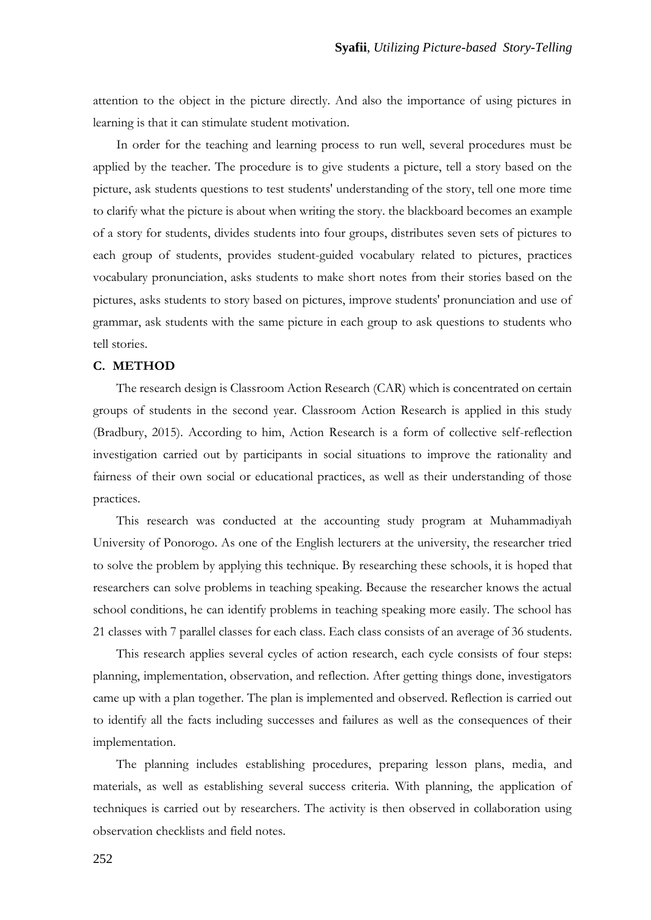attention to the object in the picture directly. And also the importance of using pictures in learning is that it can stimulate student motivation.

In order for the teaching and learning process to run well, several procedures must be applied by the teacher. The procedure is to give students a picture, tell a story based on the picture, ask students questions to test students' understanding of the story, tell one more time to clarify what the picture is about when writing the story. the blackboard becomes an example of a story for students, divides students into four groups, distributes seven sets of pictures to each group of students, provides student-guided vocabulary related to pictures, practices vocabulary pronunciation, asks students to make short notes from their stories based on the pictures, asks students to story based on pictures, improve students' pronunciation and use of grammar, ask students with the same picture in each group to ask questions to students who tell stories.

## C. METHOD

The research design is Classroom Action Research (CAR) which is concentrated on certain groups of students in the second year. Classroom Action Research is applied in this study (Bradbury, 2015). According to him, Action Research is a form of collective self-reflection investigation carried out by participants in social situations to improve the rationality and fairness of their own social or educational practices, as well as their understanding of those practices.

This research was conducted at the accounting study program at Muhammadiyah University of Ponorogo. As one of the English lecturers at the university, the researcher tried to solve the problem by applying this technique. By researching these schools, it is hoped that researchers can solve problems in teaching speaking. Because the researcher knows the actual school conditions, he can identify problems in teaching speaking more easily. The school has 21 classes with 7 parallel classes for each class. Each class consists of an average of 36 students.

This research applies several cycles of action research, each cycle consists of four steps: planning, implementation, observation, and reflection. After getting things done, investigators came up with a plan together. The plan is implemented and observed. Reflection is carried out to identify all the facts including successes and failures as well as the consequences of their implementation.

The planning includes establishing procedures, preparing lesson plans, media, and materials, as well as establishing several success criteria. With planning, the application of techniques is carried out by researchers. The activity is then observed in collaboration using observation checklists and field notes.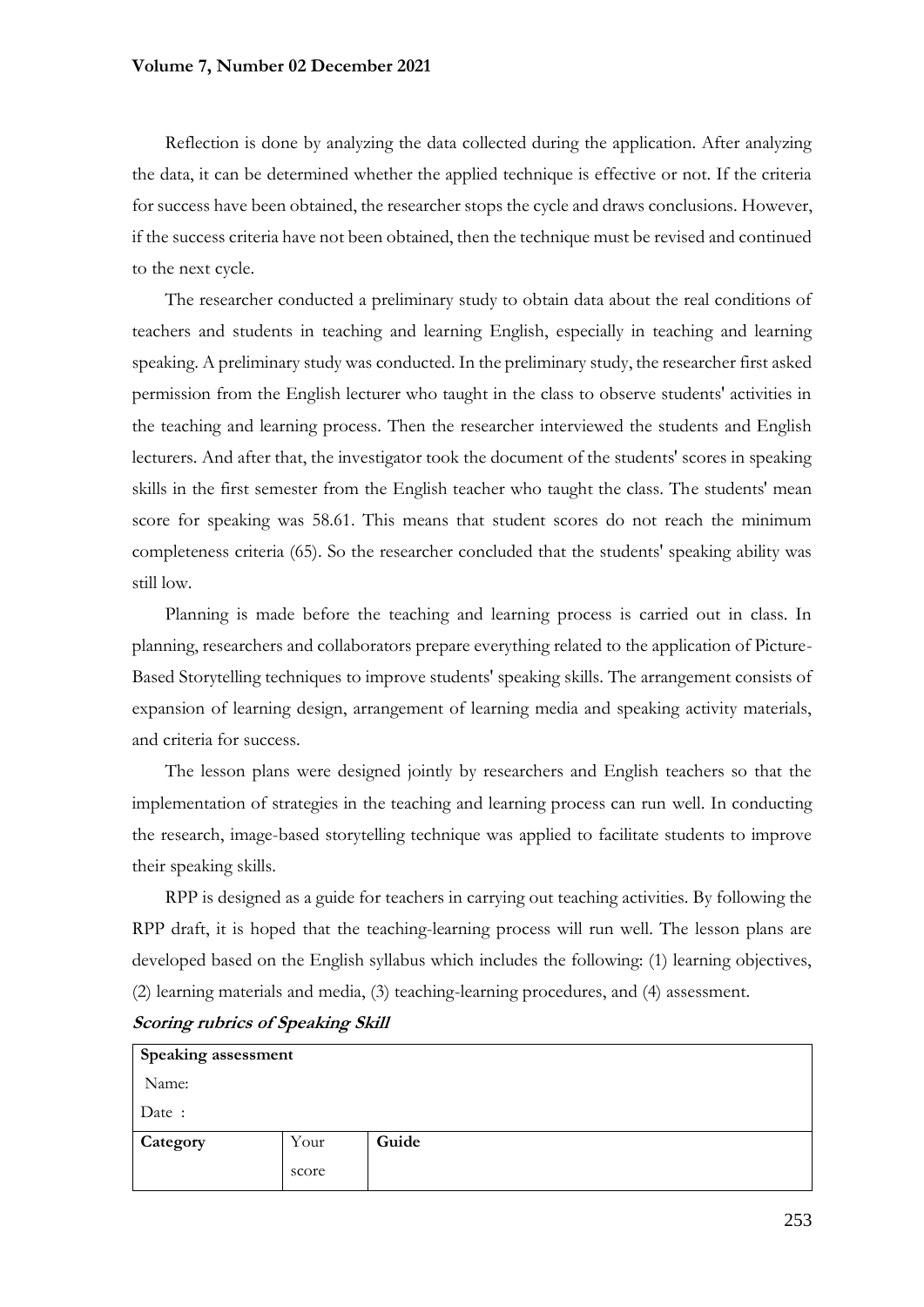Reflection is done by analyzing the data collected during the application. After analyzing the data, it can be determined whether the applied technique is effective or not. If the criteria for success have been obtained, the researcher stops the cycle and draws conclusions. However, if the success criteria have not been obtained, then the technique must be revised and continued to the next cycle.

The researcher conducted a preliminary study to obtain data about the real conditions of teachers and students in teaching and learning English, especially in teaching and learning speaking. A preliminary study was conducted. In the preliminary study, the researcher first asked permission from the English lecturer who taught in the class to observe students' activities in the teaching and learning process. Then the researcher interviewed the students and English lecturers. And after that, the investigator took the document of the students' scores in speaking skills in the first semester from the English teacher who taught the class. The students' mean score for speaking was 58.61. This means that student scores do not reach the minimum completeness criteria (65). So the researcher concluded that the students' speaking ability was still low.

Planning is made before the teaching and learning process is carried out in class. In planning, researchers and collaborators prepare everything related to the application of Picture-Based Storytelling techniques to improve students' speaking skills. The arrangement consists of expansion of learning design, arrangement of learning media and speaking activity materials, and criteria for success.

The lesson plans were designed jointly by researchers and English teachers so that the implementation of strategies in the teaching and learning process can run well. In conducting the research, image-based storytelling technique was applied to facilitate students to improve their speaking skills.

RPP is designed as a guide for teachers in carrying out teaching activities. By following the RPP draft, it is hoped that the teaching-learning process will run well. The lesson plans are developed based on the English syllabus which includes the following: (1) learning objectives, (2) learning materials and media, (3) teaching-learning procedures, and (4) assessment.

***Scoring rubrics of Speaking Skill***

| **Speaking assessment** | | |
|---|---|---|
| Name: | | |
| Date : | | |
| **Category** | Your score | **Guide** |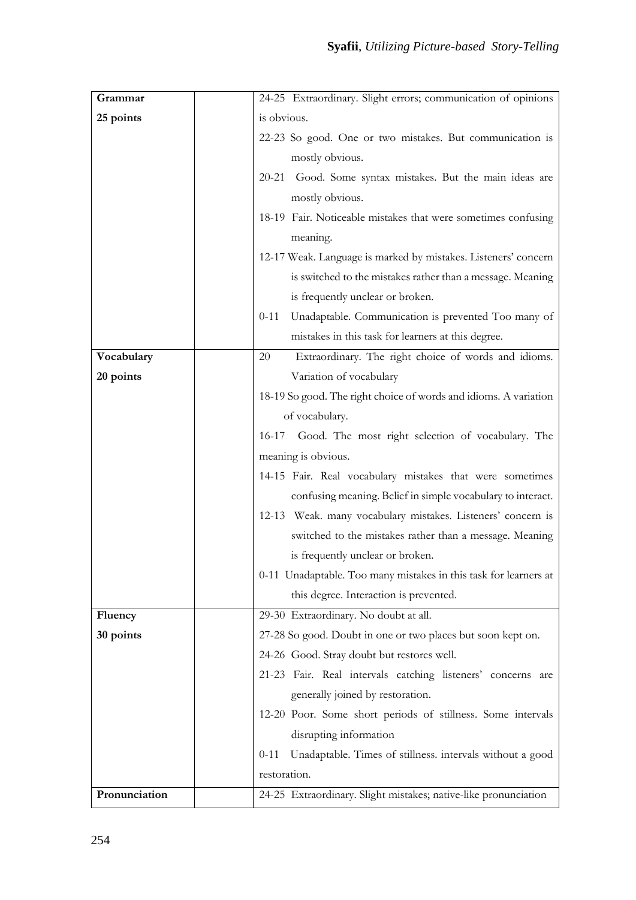| | | |
|---|---|---|
| **Grammar**<br>**25 points** | | 24-25 Extraordinary. Slight errors; communication of opinions is obvious.<br>22-23 So good. One or two mistakes. But communication is mostly obvious.<br>20-21 Good. Some syntax mistakes. But the main ideas are mostly obvious.<br>18-19 Fair. Noticeable mistakes that were sometimes confusing meaning.<br>12-17 Weak. Language is marked by mistakes. Listeners' concern is switched to the mistakes rather than a message. Meaning is frequently unclear or broken.<br>0-11 Unadaptable. Communication is prevented Too many of mistakes in this task for learners at this degree. |
| **Vocabulary**<br>**20 points** | | 20 Extraordinary. The right choice of words and idioms. Variation of vocabulary<br>18-19 So good. The right choice of words and idioms. A variation of vocabulary.<br>16-17 Good. The most right selection of vocabulary. The meaning is obvious.<br>14-15 Fair. Real vocabulary mistakes that were sometimes confusing meaning. Belief in simple vocabulary to interact.<br>12-13 Weak. many vocabulary mistakes. Listeners' concern is switched to the mistakes rather than a message. Meaning is frequently unclear or broken.<br>0-11 Unadaptable. Too many mistakes in this task for learners at this degree. Interaction is prevented. |
| **Fluency**<br>**30 points** | | 29-30 Extraordinary. No doubt at all.<br>27-28 So good. Doubt in one or two places but soon kept on.<br>24-26 Good. Stray doubt but restores well.<br>21-23 Fair. Real intervals catching listeners' concerns are generally joined by restoration.<br>12-20 Poor. Some short periods of stillness. Some intervals disrupting information<br>0-11 Unadaptable. Times of stillness. intervals without a good restoration. |
| **Pronunciation** | | 24-25 Extraordinary. Slight mistakes; native-like pronunciation |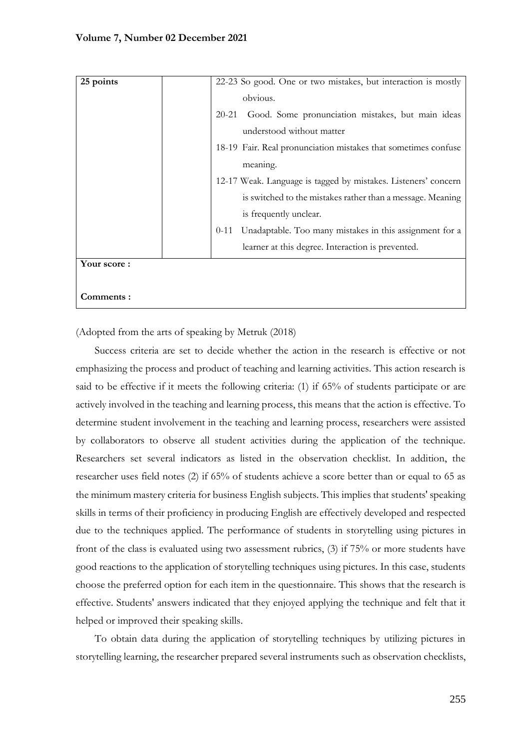| 25 points | | 22-23 So good. One or two mistakes, but interaction is mostly obvious.<br>20-21 Good. Some pronunciation mistakes, but main ideas understood without matter<br>18-19 Fair. Real pronunciation mistakes that sometimes confuse meaning.<br>12-17 Weak. Language is tagged by mistakes. Listeners' concern is switched to the mistakes rather than a message. Meaning is frequently unclear.<br>0-11 Unadaptable. Too many mistakes in this assignment for a learner at this degree. Interaction is prevented. |
|---|---|---|
| **Your score :** | | |
| **Comments :** | | |

(Adopted from the arts of speaking by Metruk (2018)

Success criteria are set to decide whether the action in the research is effective or not emphasizing the process and product of teaching and learning activities. This action research is said to be effective if it meets the following criteria: (1) if 65% of students participate or are actively involved in the teaching and learning process, this means that the action is effective. To determine student involvement in the teaching and learning process, researchers were assisted by collaborators to observe all student activities during the application of the technique. Researchers set several indicators as listed in the observation checklist. In addition, the researcher uses field notes (2) if 65% of students achieve a score better than or equal to 65 as the minimum mastery criteria for business English subjects. This implies that students' speaking skills in terms of their proficiency in producing English are effectively developed and respected due to the techniques applied. The performance of students in storytelling using pictures in front of the class is evaluated using two assessment rubrics, (3) if 75% or more students have good reactions to the application of storytelling techniques using pictures. In this case, students choose the preferred option for each item in the questionnaire. This shows that the research is effective. Students' answers indicated that they enjoyed applying the technique and felt that it helped or improved their speaking skills.

To obtain data during the application of storytelling techniques by utilizing pictures in storytelling learning, the researcher prepared several instruments such as observation checklists,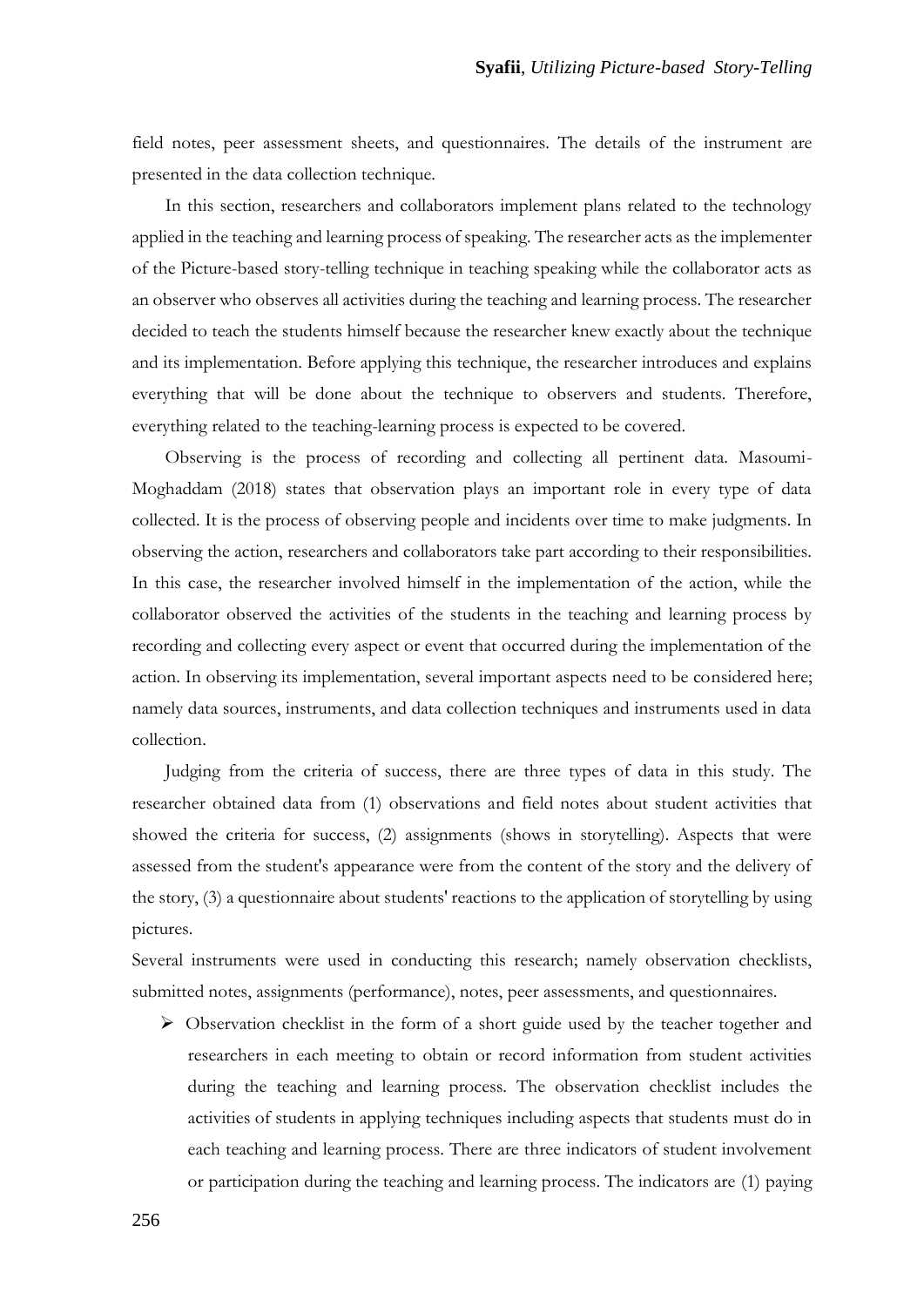field notes, peer assessment sheets, and questionnaires. The details of the instrument are presented in the data collection technique.

In this section, researchers and collaborators implement plans related to the technology applied in the teaching and learning process of speaking. The researcher acts as the implementer of the Picture-based story-telling technique in teaching speaking while the collaborator acts as an observer who observes all activities during the teaching and learning process. The researcher decided to teach the students himself because the researcher knew exactly about the technique and its implementation. Before applying this technique, the researcher introduces and explains everything that will be done about the technique to observers and students. Therefore, everything related to the teaching-learning process is expected to be covered.

Observing is the process of recording and collecting all pertinent data. Masoumi-Moghaddam (2018) states that observation plays an important role in every type of data collected. It is the process of observing people and incidents over time to make judgments. In observing the action, researchers and collaborators take part according to their responsibilities. In this case, the researcher involved himself in the implementation of the action, while the collaborator observed the activities of the students in the teaching and learning process by recording and collecting every aspect or event that occurred during the implementation of the action. In observing its implementation, several important aspects need to be considered here; namely data sources, instruments, and data collection techniques and instruments used in data collection.

Judging from the criteria of success, there are three types of data in this study. The researcher obtained data from (1) observations and field notes about student activities that showed the criteria for success, (2) assignments (shows in storytelling). Aspects that were assessed from the student's appearance were from the content of the story and the delivery of the story, (3) a questionnaire about students' reactions to the application of storytelling by using pictures.

Several instruments were used in conducting this research; namely observation checklists, submitted notes, assignments (performance), notes, peer assessments, and questionnaires.

- Observation checklist in the form of a short guide used by the teacher together and researchers in each meeting to obtain or record information from student activities during the teaching and learning process. The observation checklist includes the activities of students in applying techniques including aspects that students must do in each teaching and learning process. There are three indicators of student involvement or participation during the teaching and learning process. The indicators are (1) paying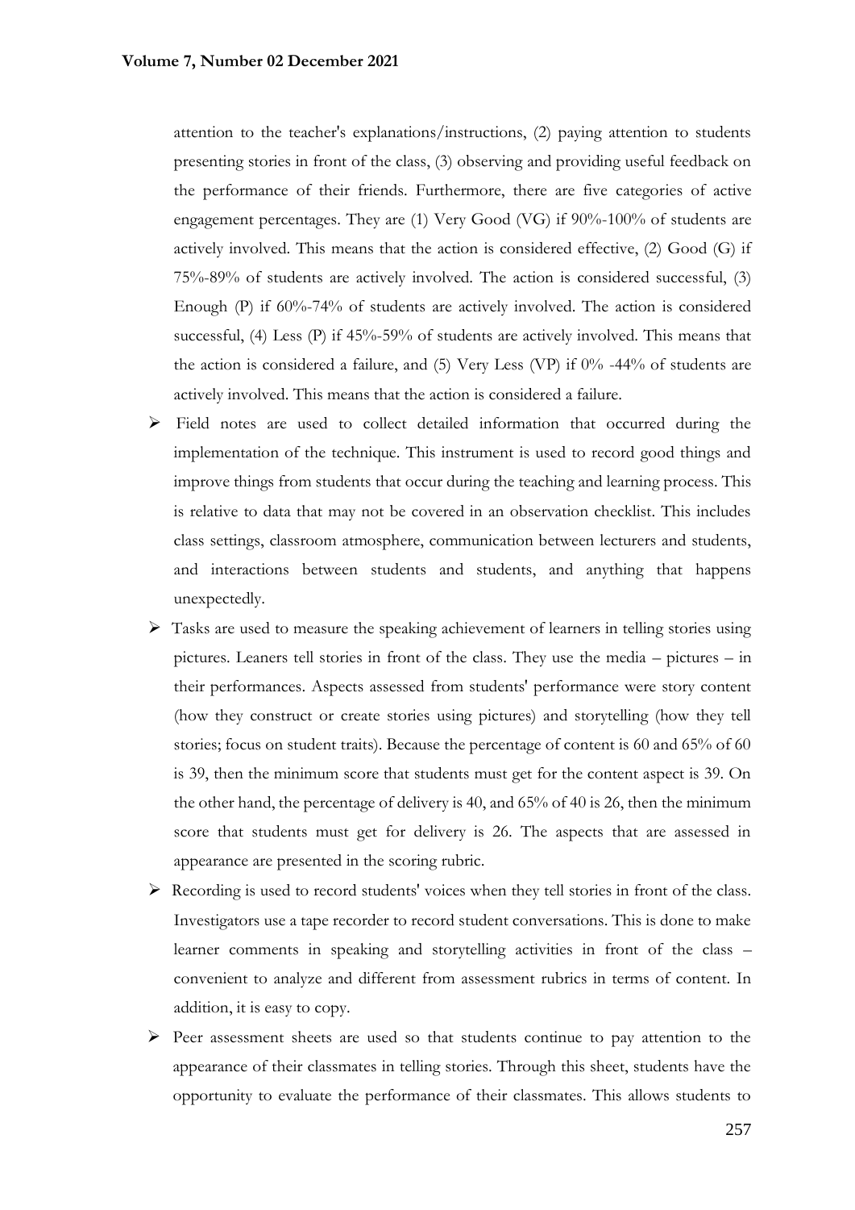attention to the teacher's explanations/instructions, (2) paying attention to students presenting stories in front of the class, (3) observing and providing useful feedback on the performance of their friends. Furthermore, there are five categories of active engagement percentages. They are (1) Very Good (VG) if 90%-100% of students are actively involved. This means that the action is considered effective, (2) Good (G) if 75%-89% of students are actively involved. The action is considered successful, (3) Enough (P) if 60%-74% of students are actively involved. The action is considered successful, (4) Less (P) if 45%-59% of students are actively involved. This means that the action is considered a failure, and (5) Very Less (VP) if 0% -44% of students are actively involved. This means that the action is considered a failure.

- Field notes are used to collect detailed information that occurred during the implementation of the technique. This instrument is used to record good things and improve things from students that occur during the teaching and learning process. This is relative to data that may not be covered in an observation checklist. This includes class settings, classroom atmosphere, communication between lecturers and students, and interactions between students and students, and anything that happens unexpectedly.
- Tasks are used to measure the speaking achievement of learners in telling stories using pictures. Leaners tell stories in front of the class. They use the media – pictures – in their performances. Aspects assessed from students' performance were story content (how they construct or create stories using pictures) and storytelling (how they tell stories; focus on student traits). Because the percentage of content is 60 and 65% of 60 is 39, then the minimum score that students must get for the content aspect is 39. On the other hand, the percentage of delivery is 40, and 65% of 40 is 26, then the minimum score that students must get for delivery is 26. The aspects that are assessed in appearance are presented in the scoring rubric.
- Recording is used to record students' voices when they tell stories in front of the class. Investigators use a tape recorder to record student conversations. This is done to make learner comments in speaking and storytelling activities in front of the class – convenient to analyze and different from assessment rubrics in terms of content. In addition, it is easy to copy.
- Peer assessment sheets are used so that students continue to pay attention to the appearance of their classmates in telling stories. Through this sheet, students have the opportunity to evaluate the performance of their classmates. This allows students to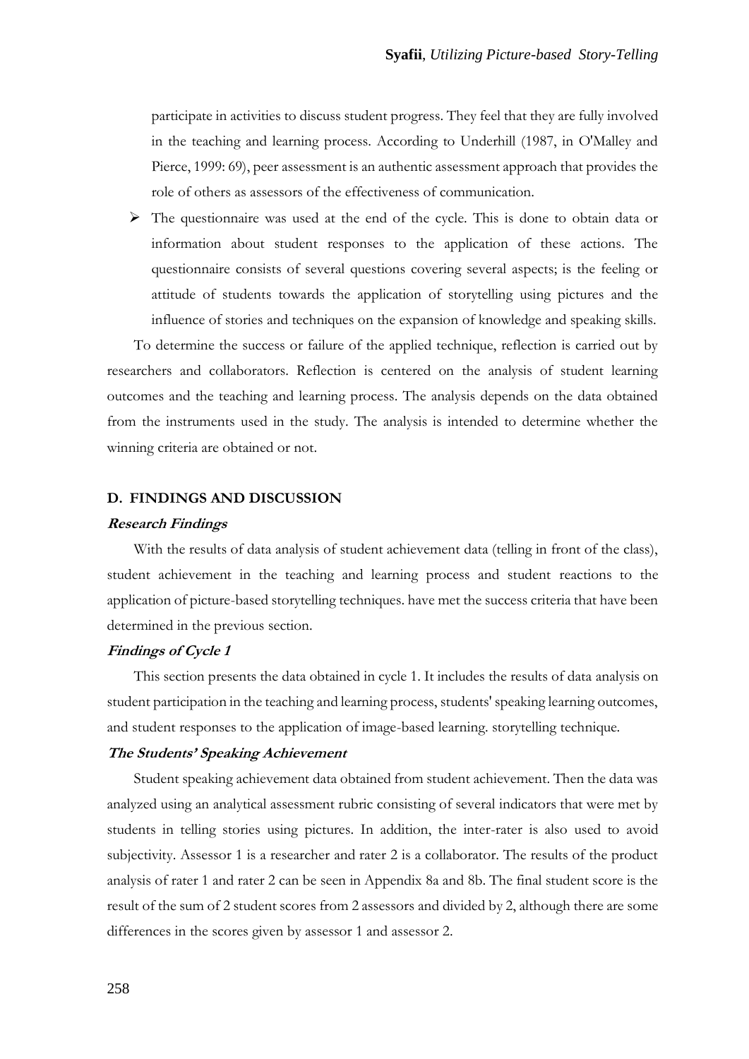participate in activities to discuss student progress. They feel that they are fully involved in the teaching and learning process. According to Underhill (1987, in O'Malley and Pierce, 1999: 69), peer assessment is an authentic assessment approach that provides the role of others as assessors of the effectiveness of communication.

- The questionnaire was used at the end of the cycle. This is done to obtain data or information about student responses to the application of these actions. The questionnaire consists of several questions covering several aspects; is the feeling or attitude of students towards the application of storytelling using pictures and the influence of stories and techniques on the expansion of knowledge and speaking skills.

To determine the success or failure of the applied technique, reflection is carried out by researchers and collaborators. Reflection is centered on the analysis of student learning outcomes and the teaching and learning process. The analysis depends on the data obtained from the instruments used in the study. The analysis is intended to determine whether the winning criteria are obtained or not.

## D. FINDINGS AND DISCUSSION

### *Research Findings*

With the results of data analysis of student achievement data (telling in front of the class), student achievement in the teaching and learning process and student reactions to the application of picture-based storytelling techniques. have met the success criteria that have been determined in the previous section.

### *Findings of Cycle 1*

This section presents the data obtained in cycle 1. It includes the results of data analysis on student participation in the teaching and learning process, students' speaking learning outcomes, and student responses to the application of image-based learning. storytelling technique.

### *The Students' Speaking Achievement*

Student speaking achievement data obtained from student achievement. Then the data was analyzed using an analytical assessment rubric consisting of several indicators that were met by students in telling stories using pictures. In addition, the inter-rater is also used to avoid subjectivity. Assessor 1 is a researcher and rater 2 is a collaborator. The results of the product analysis of rater 1 and rater 2 can be seen in Appendix 8a and 8b. The final student score is the result of the sum of 2 student scores from 2 assessors and divided by 2, although there are some differences in the scores given by assessor 1 and assessor 2.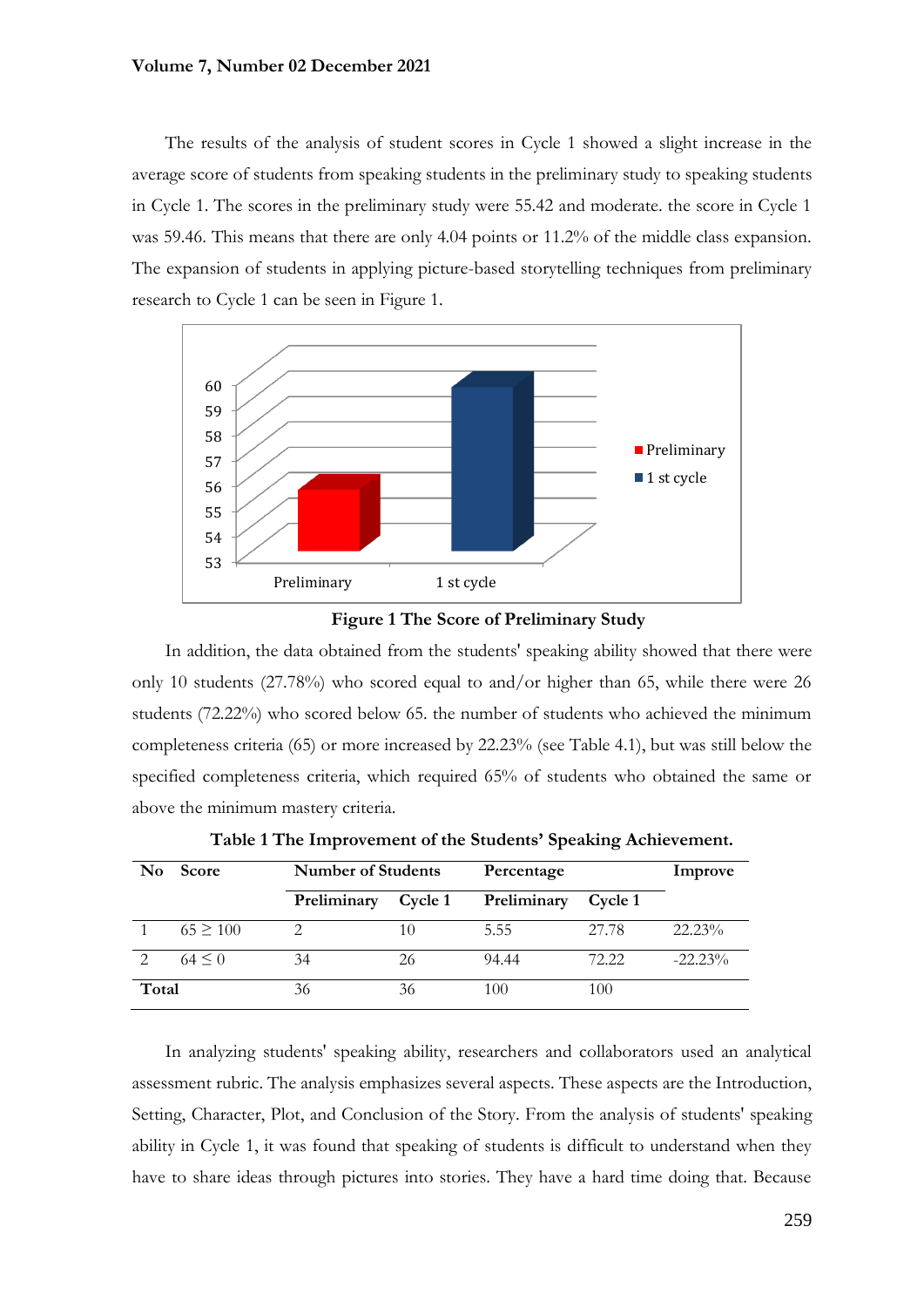The results of the analysis of student scores in Cycle 1 showed a slight increase in the average score of students from speaking students in the preliminary study to speaking students in Cycle 1. The scores in the preliminary study were 55.42 and moderate. the score in Cycle 1 was 59.46. This means that there are only 4.04 points or 11.2% of the middle class expansion. The expansion of students in applying picture-based storytelling techniques from preliminary research to Cycle 1 can be seen in Figure 1.

**Figure 1 The Score of Preliminary Study**

In addition, the data obtained from the students' speaking ability showed that there were only 10 students (27.78%) who scored equal to and/or higher than 65, while there were 26 students (72.22%) who scored below 65. the number of students who achieved the minimum completeness criteria (65) or more increased by 22.23% (see Table 4.1), but was still below the specified completeness criteria, which required 65% of students who obtained the same or above the minimum mastery criteria.

**Table 1 The Improvement of the Students' Speaking Achievement.**

| No | Score | Number of Students | | Percentage | | Improve |
|---|---|---|---|---|---|---|
| | | Preliminary | Cycle 1 | Preliminary | Cycle 1 | |
| 1 | 65 ≥ 100 | 2 | 10 | 5.55 | 27.78 | 22.23% |
| 2 | 64 ≤ 0 | 34 | 26 | 94.44 | 72.22 | -22.23% |
| Total | | 36 | 36 | 100 | 100 | |

In analyzing students' speaking ability, researchers and collaborators used an analytical assessment rubric. The analysis emphasizes several aspects. These aspects are the Introduction, Setting, Character, Plot, and Conclusion of the Story. From the analysis of students' speaking ability in Cycle 1, it was found that speaking of students is difficult to understand when they have to share ideas through pictures into stories. They have a hard time doing that. Because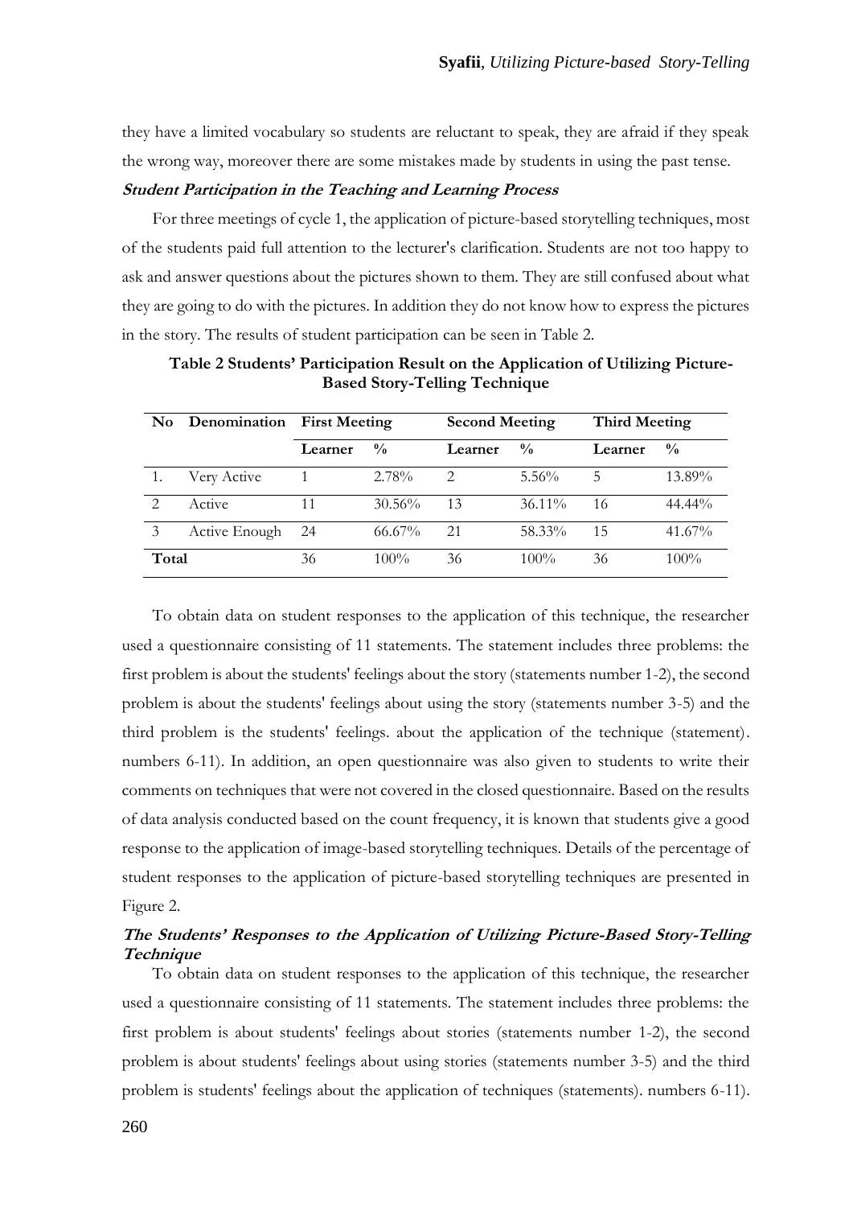they have a limited vocabulary so students are reluctant to speak, they are afraid if they speak the wrong way, moreover there are some mistakes made by students in using the past tense.

***Student Participation in the Teaching and Learning Process***

For three meetings of cycle 1, the application of picture-based storytelling techniques, most of the students paid full attention to the lecturer's clarification. Students are not too happy to ask and answer questions about the pictures shown to them. They are still confused about what they are going to do with the pictures. In addition they do not know how to express the pictures in the story. The results of student participation can be seen in Table 2.

**Table 2 Students' Participation Result on the Application of Utilizing Picture-Based Story-Telling Technique**

| No | Denomination | First Meeting | | Second Meeting | | Third Meeting | |
|---|---|---|---|---|---|---|---|
| | | Learner | % | Learner | % | Learner | % |
| 1. | Very Active | 1 | 2.78% | 2 | 5.56% | 5 | 13.89% |
| 2 | Active | 11 | 30.56% | 13 | 36.11% | 16 | 44.44% |
| 3 | Active Enough | 24 | 66.67% | 21 | 58.33% | 15 | 41.67% |
| **Total** | | 36 | 100% | 36 | 100% | 36 | 100% |

To obtain data on student responses to the application of this technique, the researcher used a questionnaire consisting of 11 statements. The statement includes three problems: the first problem is about the students' feelings about the story (statements number 1-2), the second problem is about the students' feelings about using the story (statements number 3-5) and the third problem is the students' feelings. about the application of the technique (statement). numbers 6-11). In addition, an open questionnaire was also given to students to write their comments on techniques that were not covered in the closed questionnaire. Based on the results of data analysis conducted based on the count frequency, it is known that students give a good response to the application of image-based storytelling techniques. Details of the percentage of student responses to the application of picture-based storytelling techniques are presented in Figure 2.

***The Students' Responses to the Application of Utilizing Picture-Based Story-Telling Technique***

To obtain data on student responses to the application of this technique, the researcher used a questionnaire consisting of 11 statements. The statement includes three problems: the first problem is about students' feelings about stories (statements number 1-2), the second problem is about students' feelings about using stories (statements number 3-5) and the third problem is students' feelings about the application of techniques (statements). numbers 6-11).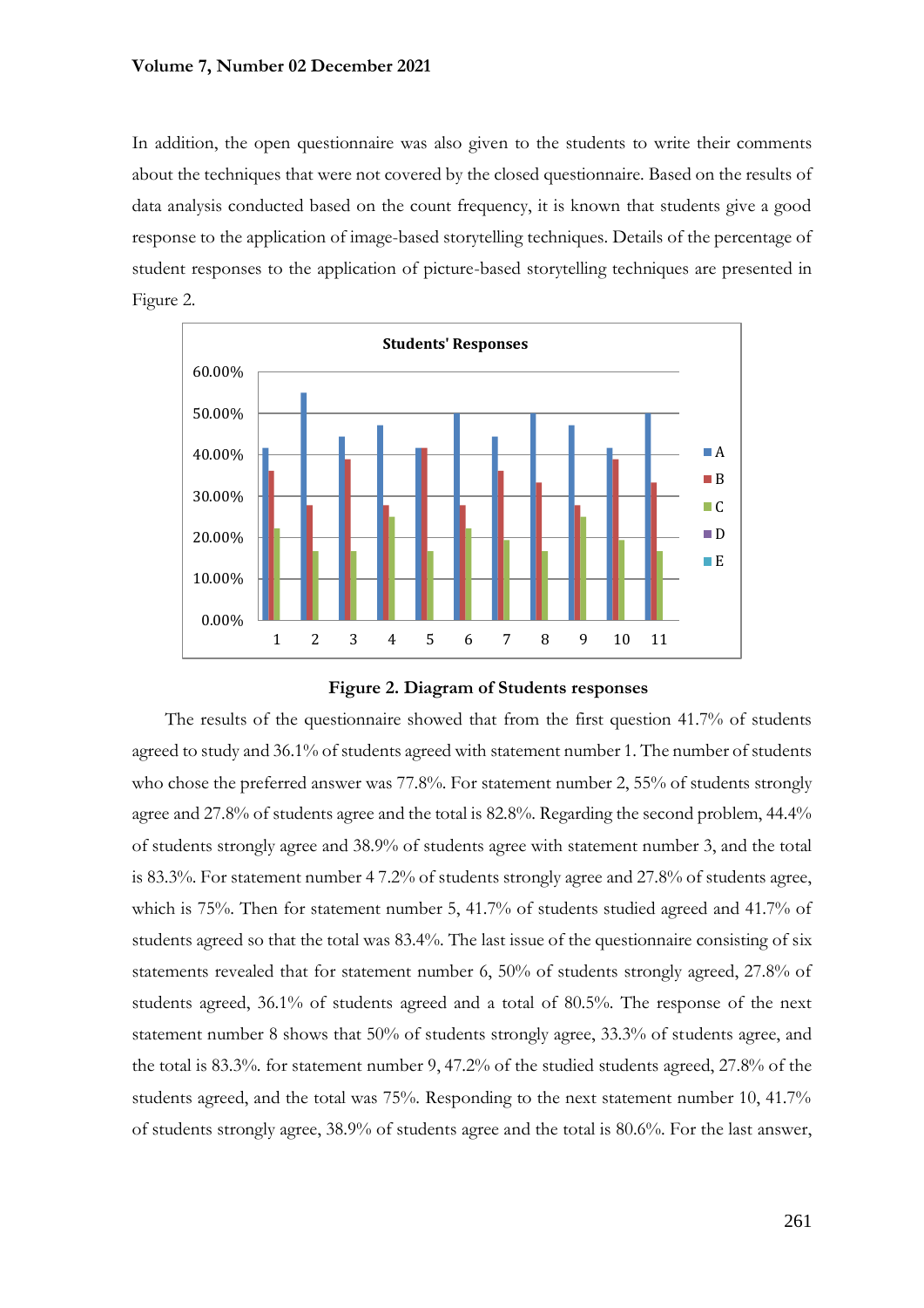In addition, the open questionnaire was also given to the students to write their comments about the techniques that were not covered by the closed questionnaire. Based on the results of data analysis conducted based on the count frequency, it is known that students give a good response to the application of image-based storytelling techniques. Details of the percentage of student responses to the application of picture-based storytelling techniques are presented in Figure 2.

**Figure 2. Diagram of Students responses**

The results of the questionnaire showed that from the first question 41.7% of students agreed to study and 36.1% of students agreed with statement number 1. The number of students who chose the preferred answer was 77.8%. For statement number 2, 55% of students strongly agree and 27.8% of students agree and the total is 82.8%. Regarding the second problem, 44.4% of students strongly agree and 38.9% of students agree with statement number 3, and the total is 83.3%. For statement number 4 7.2% of students strongly agree and 27.8% of students agree, which is 75%. Then for statement number 5, 41.7% of students studied agreed and 41.7% of students agreed so that the total was 83.4%. The last issue of the questionnaire consisting of six statements revealed that for statement number 6, 50% of students strongly agreed, 27.8% of students agreed, 36.1% of students agreed and a total of 80.5%. The response of the next statement number 8 shows that 50% of students strongly agree, 33.3% of students agree, and the total is 83.3%. for statement number 9, 47.2% of the studied students agreed, 27.8% of the students agreed, and the total was 75%. Responding to the next statement number 10, 41.7% of students strongly agree, 38.9% of students agree and the total is 80.6%. For the last answer,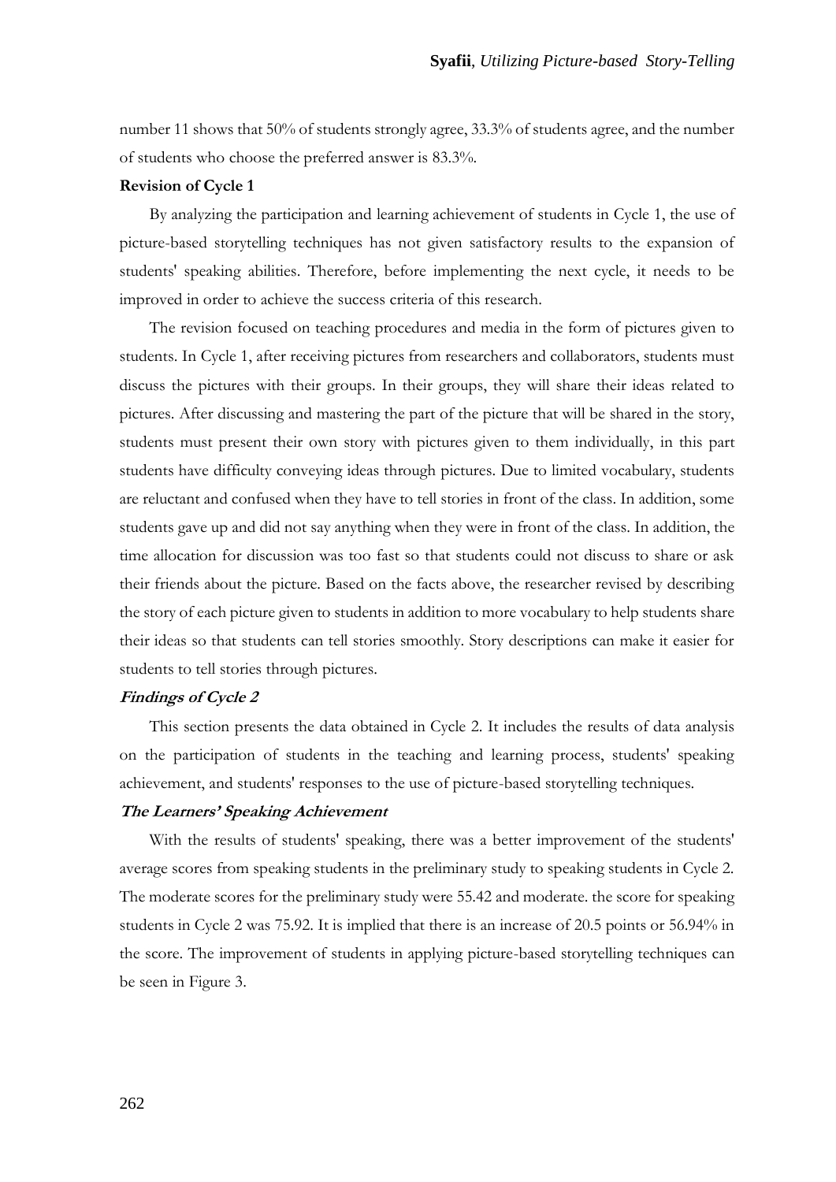number 11 shows that 50% of students strongly agree, 33.3% of students agree, and the number of students who choose the preferred answer is 83.3%.

**Revision of Cycle 1**

By analyzing the participation and learning achievement of students in Cycle 1, the use of picture-based storytelling techniques has not given satisfactory results to the expansion of students' speaking abilities. Therefore, before implementing the next cycle, it needs to be improved in order to achieve the success criteria of this research.

The revision focused on teaching procedures and media in the form of pictures given to students. In Cycle 1, after receiving pictures from researchers and collaborators, students must discuss the pictures with their groups. In their groups, they will share their ideas related to pictures. After discussing and mastering the part of the picture that will be shared in the story, students must present their own story with pictures given to them individually, in this part students have difficulty conveying ideas through pictures. Due to limited vocabulary, students are reluctant and confused when they have to tell stories in front of the class. In addition, some students gave up and did not say anything when they were in front of the class. In addition, the time allocation for discussion was too fast so that students could not discuss to share or ask their friends about the picture. Based on the facts above, the researcher revised by describing the story of each picture given to students in addition to more vocabulary to help students share their ideas so that students can tell stories smoothly. Story descriptions can make it easier for students to tell stories through pictures.

***Findings of Cycle 2***

This section presents the data obtained in Cycle 2. It includes the results of data analysis on the participation of students in the teaching and learning process, students' speaking achievement, and students' responses to the use of picture-based storytelling techniques.

***The Learners' Speaking Achievement***

With the results of students' speaking, there was a better improvement of the students' average scores from speaking students in the preliminary study to speaking students in Cycle 2. The moderate scores for the preliminary study were 55.42 and moderate. the score for speaking students in Cycle 2 was 75.92. It is implied that there is an increase of 20.5 points or 56.94% in the score. The improvement of students in applying picture-based storytelling techniques can be seen in Figure 3.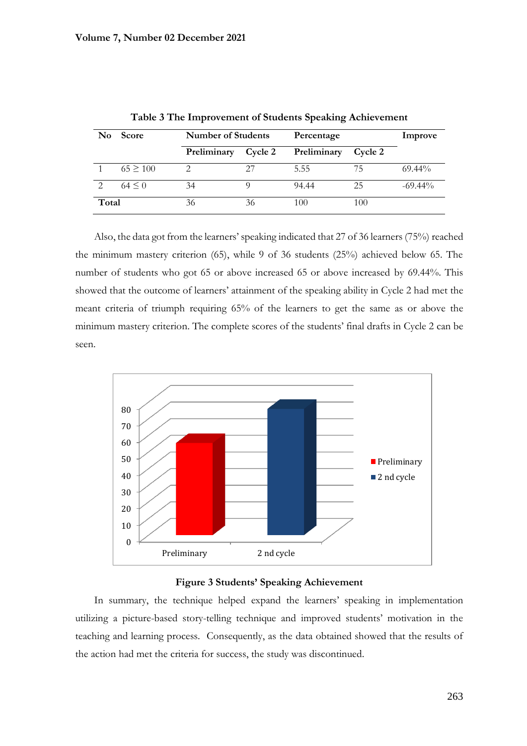**Table 3 The Improvement of Students Speaking Achievement**

| No | Score | Number of Students | | Percentage | | Improve |
|---|---|---|---|---|---|---|
| | | Preliminary | Cycle 2 | Preliminary | Cycle 2 | |
| 1 | $65 \geq 100$ | 2 | 27 | 5.55 | 75 | 69.44% |
| 2 | $64 \leq 0$ | 34 | 9 | 94.44 | 25 | -69.44% |
| **Total** | | 36 | 36 | 100 | 100 | |

Also, the data got from the learners' speaking indicated that 27 of 36 learners (75%) reached the minimum mastery criterion (65), while 9 of 36 students (25%) achieved below 65. The number of students who got 65 or above increased 65 or above increased by 69.44%. This showed that the outcome of learners' attainment of the speaking ability in Cycle 2 had met the meant criteria of triumph requiring 65% of the learners to get the same as or above the minimum mastery criterion. The complete scores of the students' final drafts in Cycle 2 can be seen.

**Figure 3 Students' Speaking Achievement**

In summary, the technique helped expand the learners' speaking in implementation utilizing a picture-based story-telling technique and improved students' motivation in the teaching and learning process. Consequently, as the data obtained showed that the results of the action had met the criteria for success, the study was discontinued.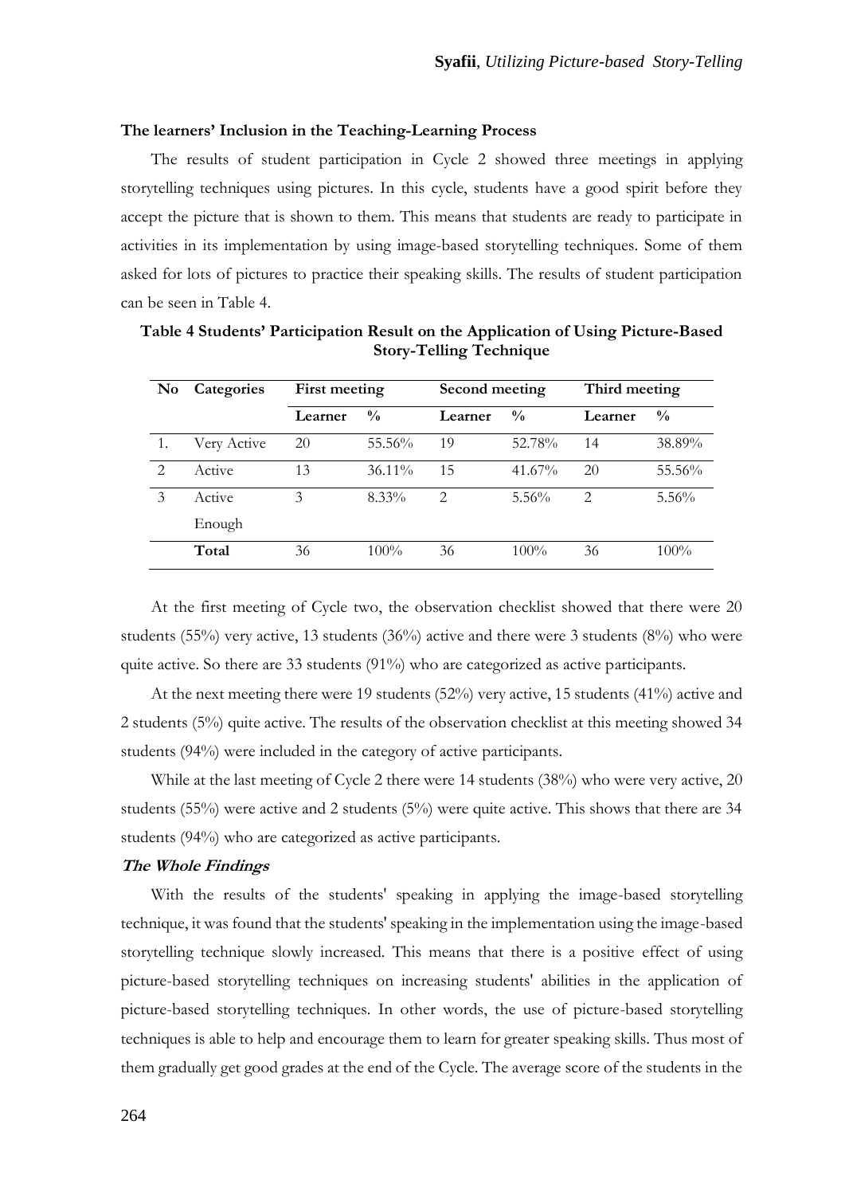### The learners' Inclusion in the Teaching-Learning Process

The results of student participation in Cycle 2 showed three meetings in applying storytelling techniques using pictures. In this cycle, students have a good spirit before they accept the picture that is shown to them. This means that students are ready to participate in activities in its implementation by using image-based storytelling techniques. Some of them asked for lots of pictures to practice their speaking skills. The results of student participation can be seen in Table 4.

**Table 4 Students' Participation Result on the Application of Using Picture-Based Story-Telling Technique**

| No | Categories | First meeting | | Second meeting | | Third meeting | |
|---|---|---|---|---|---|---|---|
| | | **Learner** | **%** | **Learner** | **%** | **Learner** | **%** |
| 1. | Very Active | 20 | 55.56% | 19 | 52.78% | 14 | 38.89% |
| 2 | Active | 13 | 36.11% | 15 | 41.67% | 20 | 55.56% |
| 3 | Active Enough | 3 | 8.33% | 2 | 5.56% | 2 | 5.56% |
| | **Total** | 36 | 100% | 36 | 100% | 36 | 100% |

At the first meeting of Cycle two, the observation checklist showed that there were 20 students (55%) very active, 13 students (36%) active and there were 3 students (8%) who were quite active. So there are 33 students (91%) who are categorized as active participants.

At the next meeting there were 19 students (52%) very active, 15 students (41%) active and 2 students (5%) quite active. The results of the observation checklist at this meeting showed 34 students (94%) were included in the category of active participants.

While at the last meeting of Cycle 2 there were 14 students (38%) who were very active, 20 students (55%) were active and 2 students (5%) were quite active. This shows that there are 34 students (94%) who are categorized as active participants.

#### *The Whole Findings*

With the results of the students' speaking in applying the image-based storytelling technique, it was found that the students' speaking in the implementation using the image-based storytelling technique slowly increased. This means that there is a positive effect of using picture-based storytelling techniques on increasing students' abilities in the application of picture-based storytelling techniques. In other words, the use of picture-based storytelling techniques is able to help and encourage them to learn for greater speaking skills. Thus most of them gradually get good grades at the end of the Cycle. The average score of the students in the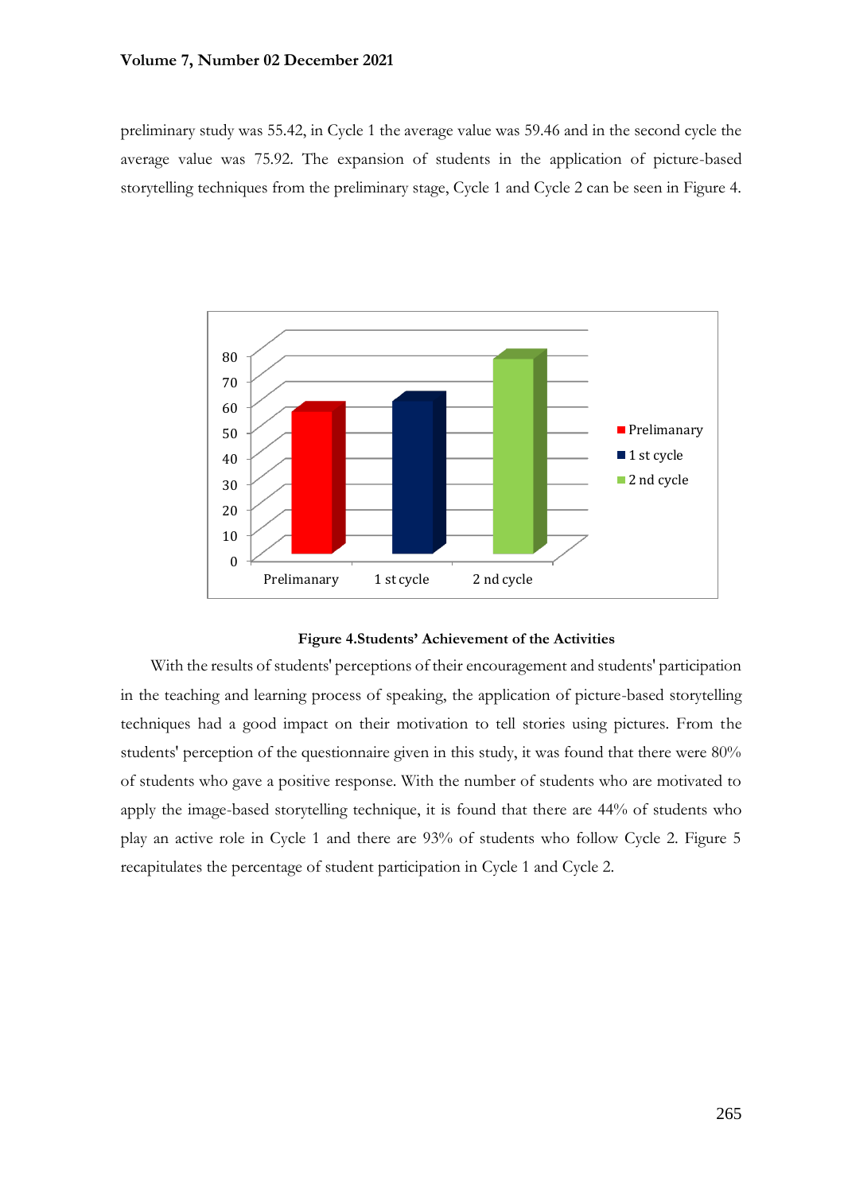preliminary study was 55.42, in Cycle 1 the average value was 59.46 and in the second cycle the average value was 75.92. The expansion of students in the application of picture-based storytelling techniques from the preliminary stage, Cycle 1 and Cycle 2 can be seen in Figure 4.

**Figure 4.Students' Achievement of the Activities**

With the results of students' perceptions of their encouragement and students' participation in the teaching and learning process of speaking, the application of picture-based storytelling techniques had a good impact on their motivation to tell stories using pictures. From the students' perception of the questionnaire given in this study, it was found that there were 80% of students who gave a positive response. With the number of students who are motivated to apply the image-based storytelling technique, it is found that there are 44% of students who play an active role in Cycle 1 and there are 93% of students who follow Cycle 2. Figure 5 recapitulates the percentage of student participation in Cycle 1 and Cycle 2.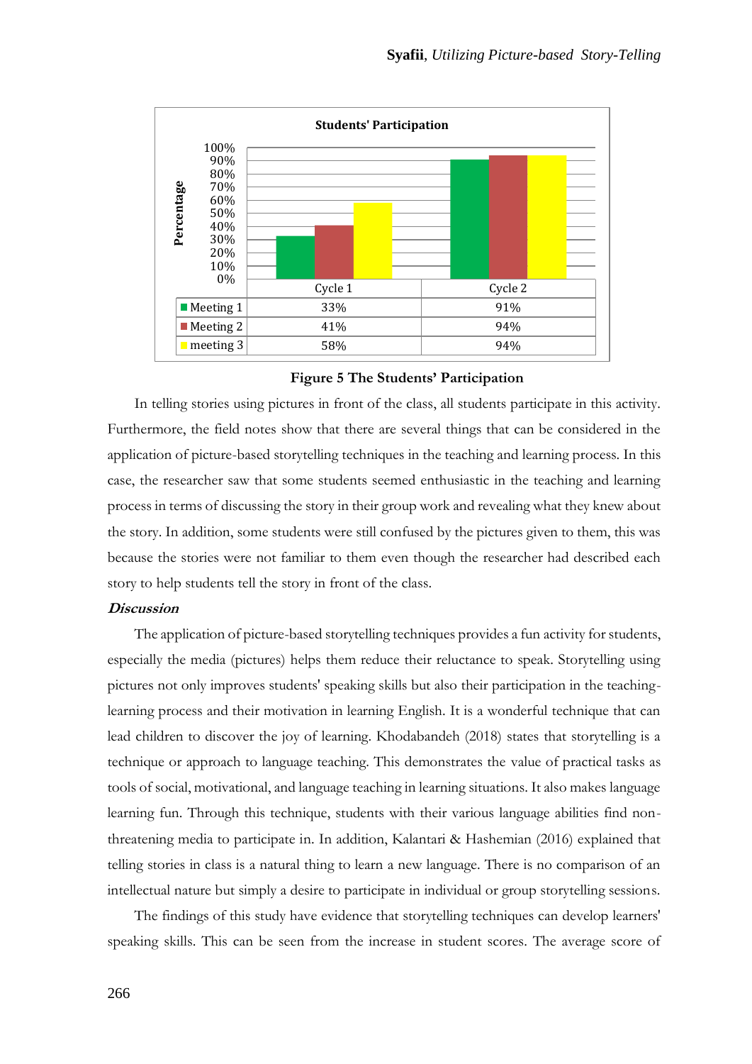**Students' Participation**

| | Cycle 1 | Cycle 2 |
|---|---|---|
| Meeting 1 | 33% | 91% |
| Meeting 2 | 41% | 94% |
| meeting 3 | 58% | 94% |

**Figure 5 The Students' Participation**

In telling stories using pictures in front of the class, all students participate in this activity. Furthermore, the field notes show that there are several things that can be considered in the application of picture-based storytelling techniques in the teaching and learning process. In this case, the researcher saw that some students seemed enthusiastic in the teaching and learning process in terms of discussing the story in their group work and revealing what they knew about the story. In addition, some students were still confused by the pictures given to them, this was because the stories were not familiar to them even though the researcher had described each story to help students tell the story in front of the class.

***Discussion***

The application of picture-based storytelling techniques provides a fun activity for students, especially the media (pictures) helps them reduce their reluctance to speak. Storytelling using pictures not only improves students' speaking skills but also their participation in the teaching-learning process and their motivation in learning English. It is a wonderful technique that can lead children to discover the joy of learning. Khodabandeh (2018) states that storytelling is a technique or approach to language teaching. This demonstrates the value of practical tasks as tools of social, motivational, and language teaching in learning situations. It also makes language learning fun. Through this technique, students with their various language abilities find non-threatening media to participate in. In addition, Kalantari & Hashemian (2016) explained that telling stories in class is a natural thing to learn a new language. There is no comparison of an intellectual nature but simply a desire to participate in individual or group storytelling sessions.

The findings of this study have evidence that storytelling techniques can develop learners' speaking skills. This can be seen from the increase in student scores. The average score of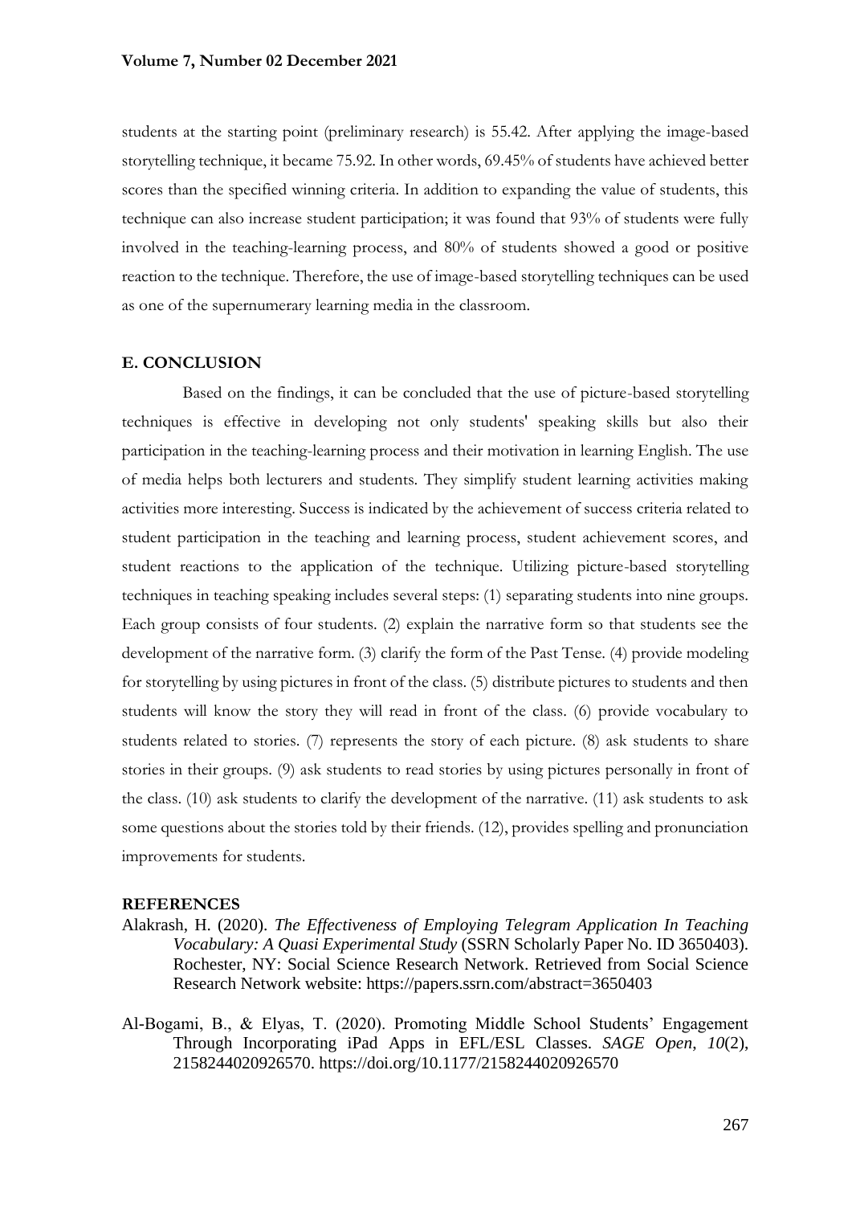students at the starting point (preliminary research) is 55.42. After applying the image-based storytelling technique, it became 75.92. In other words, 69.45% of students have achieved better scores than the specified winning criteria. In addition to expanding the value of students, this technique can also increase student participation; it was found that 93% of students were fully involved in the teaching-learning process, and 80% of students showed a good or positive reaction to the technique. Therefore, the use of image-based storytelling techniques can be used as one of the supernumerary learning media in the classroom.

## E. CONCLUSION

Based on the findings, it can be concluded that the use of picture-based storytelling techniques is effective in developing not only students' speaking skills but also their participation in the teaching-learning process and their motivation in learning English. The use of media helps both lecturers and students. They simplify student learning activities making activities more interesting. Success is indicated by the achievement of success criteria related to student participation in the teaching and learning process, student achievement scores, and student reactions to the application of the technique. Utilizing picture-based storytelling techniques in teaching speaking includes several steps: (1) separating students into nine groups. Each group consists of four students. (2) explain the narrative form so that students see the development of the narrative form. (3) clarify the form of the Past Tense. (4) provide modeling for storytelling by using pictures in front of the class. (5) distribute pictures to students and then students will know the story they will read in front of the class. (6) provide vocabulary to students related to stories. (7) represents the story of each picture. (8) ask students to share stories in their groups. (9) ask students to read stories by using pictures personally in front of the class. (10) ask students to clarify the development of the narrative. (11) ask students to ask some questions about the stories told by their friends. (12), provides spelling and pronunciation improvements for students.

## REFERENCES

Alakrash, H. (2020). *The Effectiveness of Employing Telegram Application In Teaching Vocabulary: A Quasi Experimental Study* (SSRN Scholarly Paper No. ID 3650403). Rochester, NY: Social Science Research Network. Retrieved from Social Science Research Network website: https://papers.ssrn.com/abstract=3650403

Al-Bogami, B., & Elyas, T. (2020). Promoting Middle School Students' Engagement Through Incorporating iPad Apps in EFL/ESL Classes. *SAGE Open*, *10*(2), 2158244020926570. https://doi.org/10.1177/2158244020926570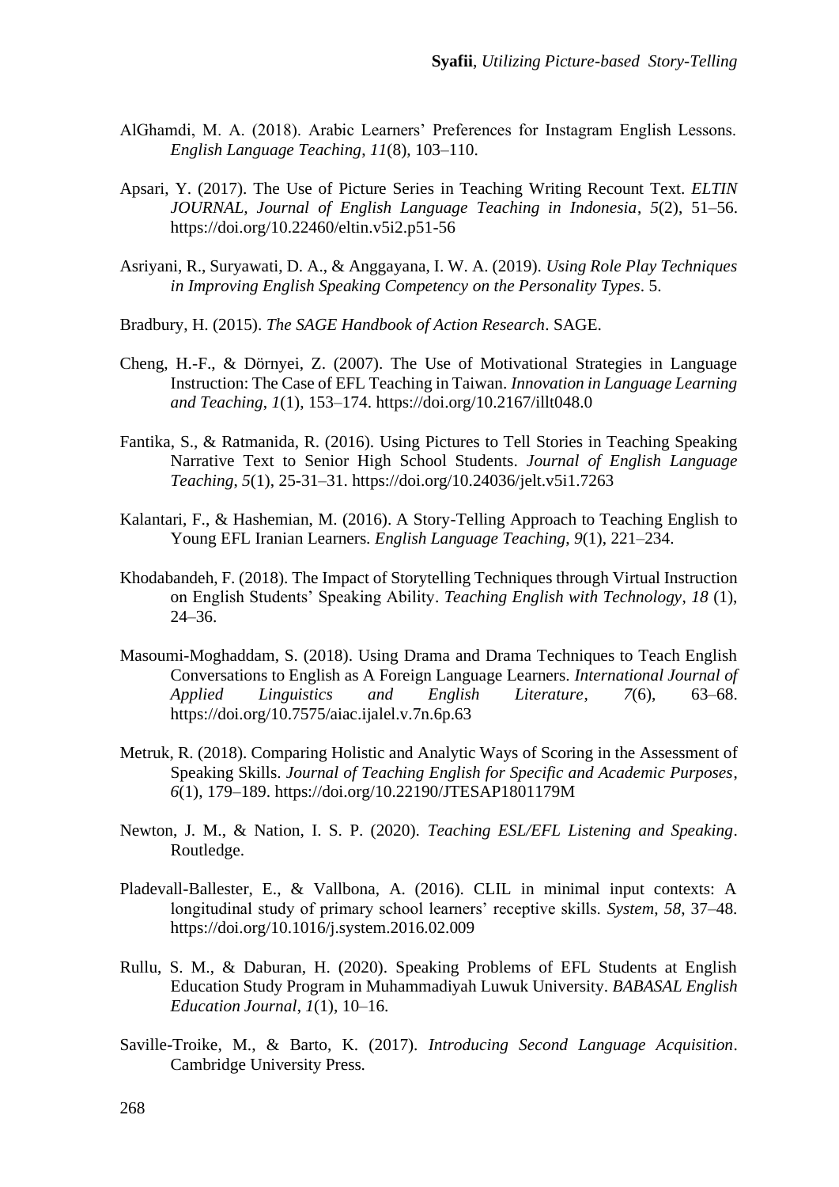AlGhamdi, M. A. (2018). Arabic Learners' Preferences for Instagram English Lessons. *English Language Teaching*, *11*(8), 103–110.

Apsari, Y. (2017). The Use of Picture Series in Teaching Writing Recount Text. *ELTIN JOURNAL, Journal of English Language Teaching in Indonesia*, *5*(2), 51–56. https://doi.org/10.22460/eltin.v5i2.p51-56

Asriyani, R., Suryawati, D. A., & Anggayana, I. W. A. (2019). *Using Role Play Techniques in Improving English Speaking Competency on the Personality Types*. 5.

Bradbury, H. (2015). *The SAGE Handbook of Action Research*. SAGE.

Cheng, H.-F., & Dörnyei, Z. (2007). The Use of Motivational Strategies in Language Instruction: The Case of EFL Teaching in Taiwan. *Innovation in Language Learning and Teaching*, *1*(1), 153–174. https://doi.org/10.2167/illt048.0

Fantika, S., & Ratmanida, R. (2016). Using Pictures to Tell Stories in Teaching Speaking Narrative Text to Senior High School Students. *Journal of English Language Teaching*, *5*(1), 25-31–31. https://doi.org/10.24036/jelt.v5i1.7263

Kalantari, F., & Hashemian, M. (2016). A Story-Telling Approach to Teaching English to Young EFL Iranian Learners. *English Language Teaching*, *9*(1), 221–234.

Khodabandeh, F. (2018). The Impact of Storytelling Techniques through Virtual Instruction on English Students' Speaking Ability. *Teaching English with Technology*, *18* (1), 24–36.

Masoumi-Moghaddam, S. (2018). Using Drama and Drama Techniques to Teach English Conversations to English as A Foreign Language Learners. *International Journal of Applied Linguistics and English Literature*, *7*(6), 63–68. https://doi.org/10.7575/aiac.ijalel.v.7n.6p.63

Metruk, R. (2018). Comparing Holistic and Analytic Ways of Scoring in the Assessment of Speaking Skills. *Journal of Teaching English for Specific and Academic Purposes*, *6*(1), 179–189. https://doi.org/10.22190/JTESAP1801179M

Newton, J. M., & Nation, I. S. P. (2020). *Teaching ESL/EFL Listening and Speaking*. Routledge.

Pladevall-Ballester, E., & Vallbona, A. (2016). CLIL in minimal input contexts: A longitudinal study of primary school learners' receptive skills. *System*, *58*, 37–48. https://doi.org/10.1016/j.system.2016.02.009

Rullu, S. M., & Daburan, H. (2020). Speaking Problems of EFL Students at English Education Study Program in Muhammadiyah Luwuk University. *BABASAL English Education Journal*, *1*(1), 10–16.

Saville-Troike, M., & Barto, K. (2017). *Introducing Second Language Acquisition*. Cambridge University Press.